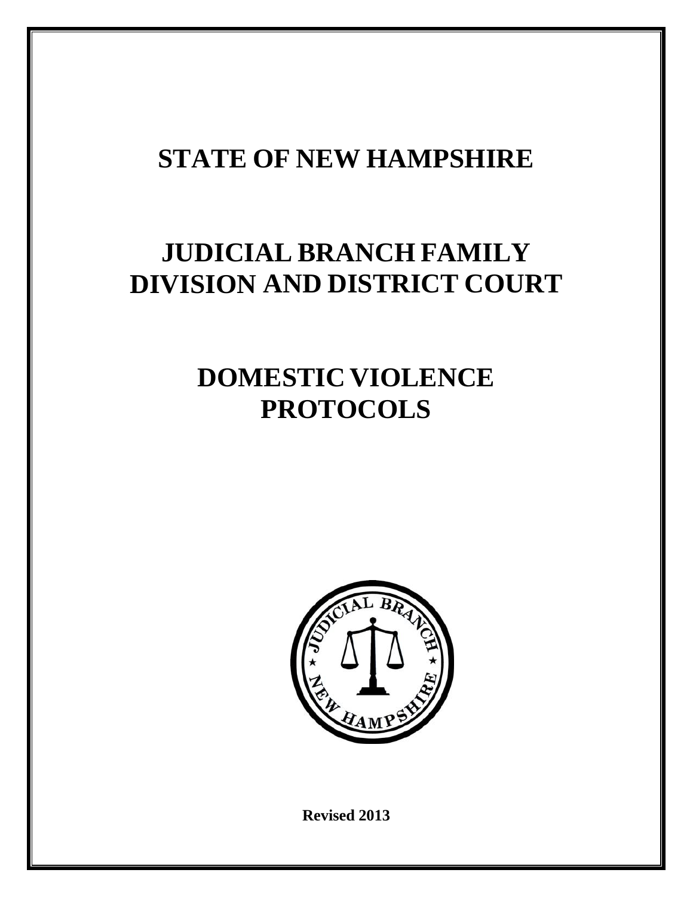# STATE OF NEW HAMPSHIRE

# JUDICIAL BRANCH FAMILY DIVISION AND DISTRICT COURT

# DOMESTIC VIOLENCE PROTOCOLS

**Revised 2013**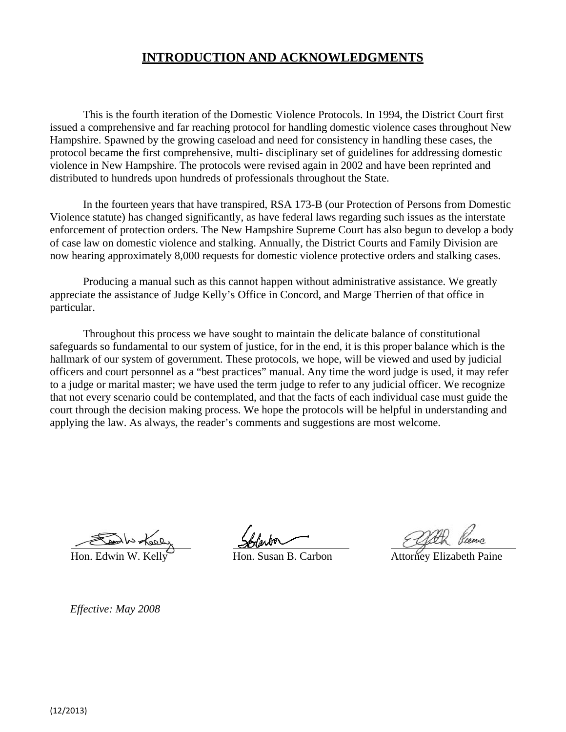# INTRODUCTION AND ACKNOWLEDGMENTS

This is the fourth iteration of the Domestic Violence Protocols. In 1994, the District Court first issued a comprehensive and far reaching protocol for handling domestic violence cases throughout New Hampshire. Spawned by the growing caseload and need for consistency in handling these cases, the protocol became the first comprehensive, multi- disciplinary set of guidelines for addressing domestic violence in New Hampshire. The protocols were revised again in 2002 and have been reprinted and distributed to hundreds upon hundreds of professionals throughout the State.

In the fourteen years that have transpired, RSA 173-B (our Protection of Persons from Domestic Violence statute) has changed significantly, as have federal laws regarding such issues as the interstate enforcement of protection orders. The New Hampshire Supreme Court has also begun to develop a body of case law on domestic violence and stalking. Annually, the District Courts and Family Division are now hearing approximately 8,000 requests for domestic violence protective orders and stalking cases.

Producing a manual such as this cannot happen without administrative assistance. We greatly appreciate the assistance of Judge Kelly's Office in Concord, and Marge Therrien of that office in particular.

Throughout this process we have sought to maintain the delicate balance of constitutional safeguards so fundamental to our system of justice, for in the end, it is this proper balance which is the hallmark of our system of government. These protocols, we hope, will be viewed and used by judicial officers and court personnel as a "best practices" manual. Any time the word judge is used, it may refer to a judge or marital master; we have used the term judge to refer to any judicial officer. We recognize that not every scenario could be contemplated, and that the facts of each individual case must guide the court through the decision making process. We hope the protocols will be helpful in understanding and applying the law. As always, the reader's comments and suggestions are most welcome.

Hon. Edwin W. Kelly        Hon. Susan B. Carbon        Attorney Elizabeth Paine

*Effective: May 2008*

(12/2013)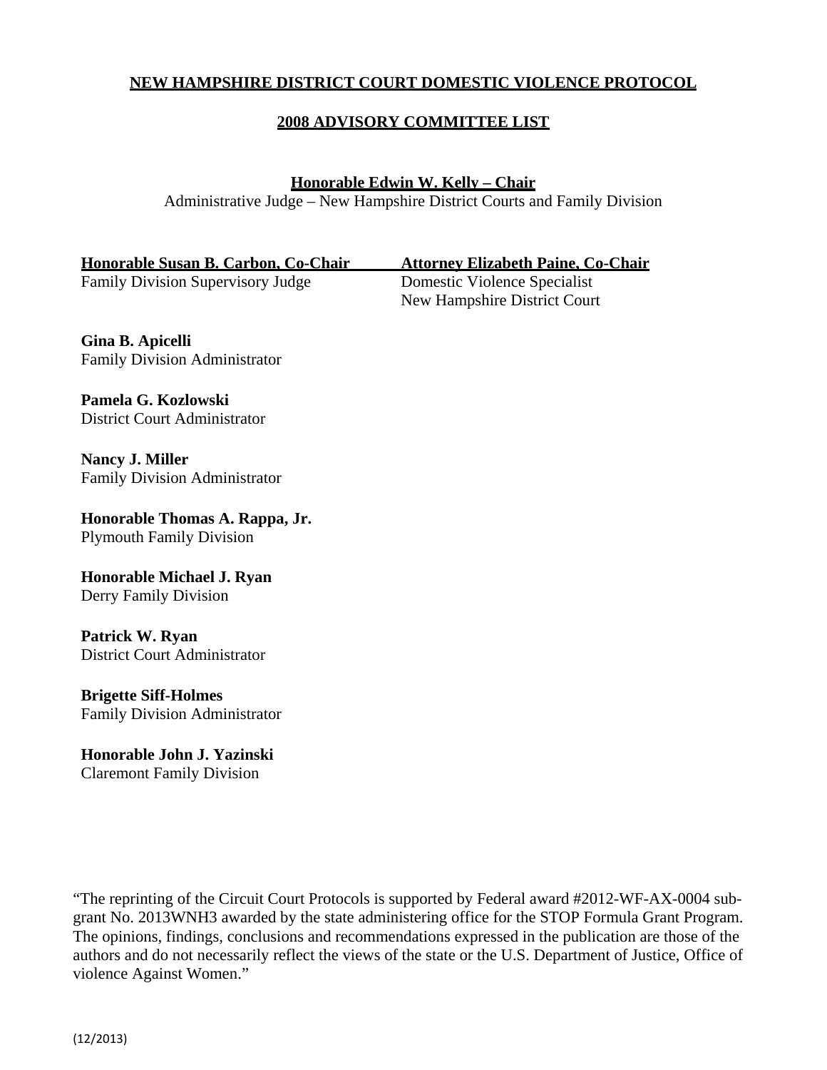# NEW HAMPSHIRE DISTRICT COURT DOMESTIC VIOLENCE PROTOCOL

## 2008 ADVISORY COMMITTEE LIST

**Honorable Edwin W. Kelly – Chair**
Administrative Judge – New Hampshire District Courts and Family Division

**Honorable Susan B. Carbon, Co-Chair**
Family Division Supervisory Judge

**Attorney Elizabeth Paine, Co-Chair**
Domestic Violence Specialist
New Hampshire District Court

**Gina B. Apicelli**
Family Division Administrator

**Pamela G. Kozlowski**
District Court Administrator

**Nancy J. Miller**
Family Division Administrator

**Honorable Thomas A. Rappa, Jr.**
Plymouth Family Division

**Honorable Michael J. Ryan**
Derry Family Division

**Patrick W. Ryan**
District Court Administrator

**Brigette Siff-Holmes**
Family Division Administrator

**Honorable John J. Yazinski**
Claremont Family Division

"The reprinting of the Circuit Court Protocols is supported by Federal award #2012-WF-AX-0004 sub-grant No. 2013WNH3 awarded by the state administering office for the STOP Formula Grant Program. The opinions, findings, conclusions and recommendations expressed in the publication are those of the authors and do not necessarily reflect the views of the state or the U.S. Department of Justice, Office of violence Against Women."

(12/2013)